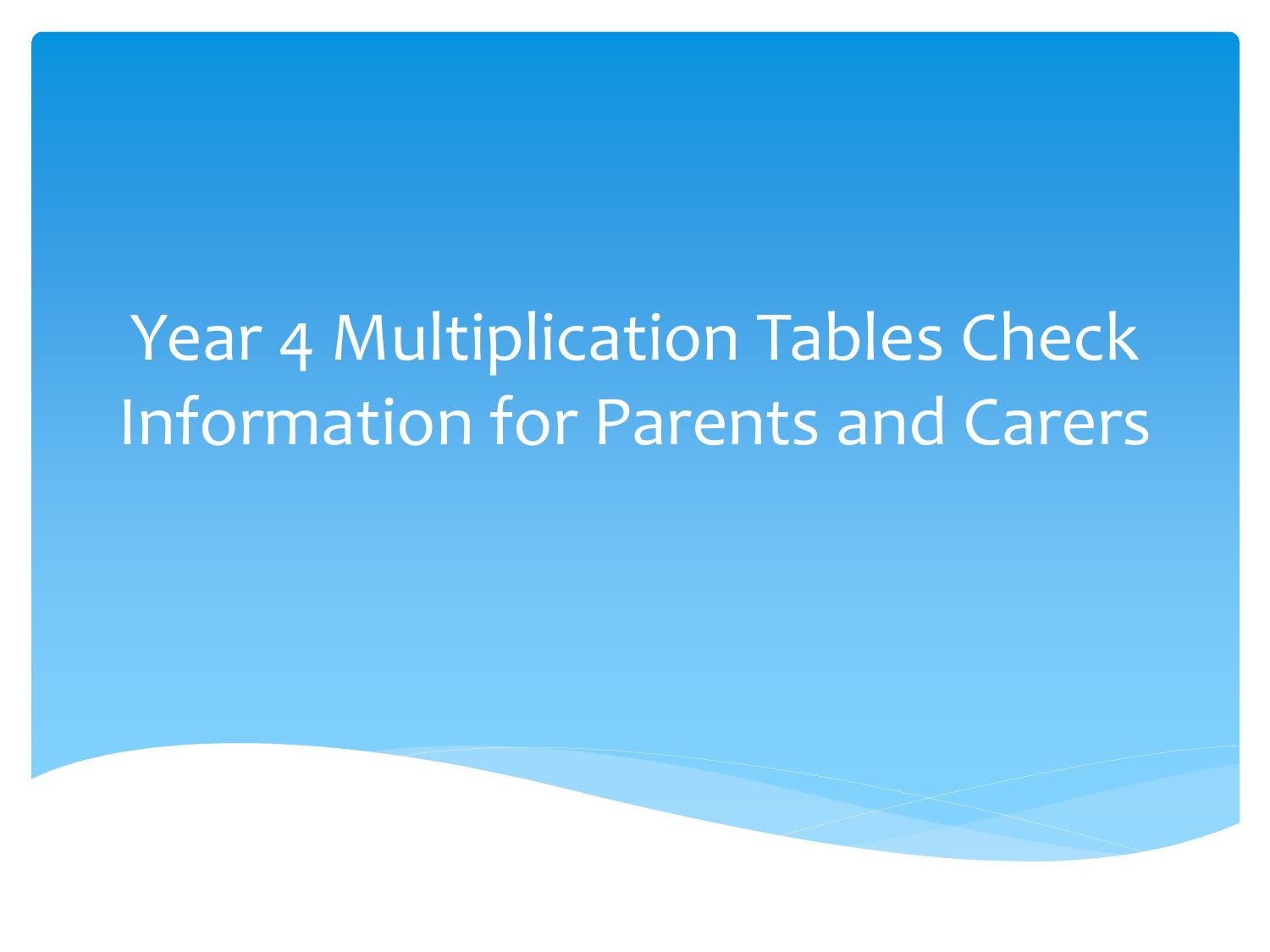# Year 4 Multiplication Tables Check Information for Parents and Carers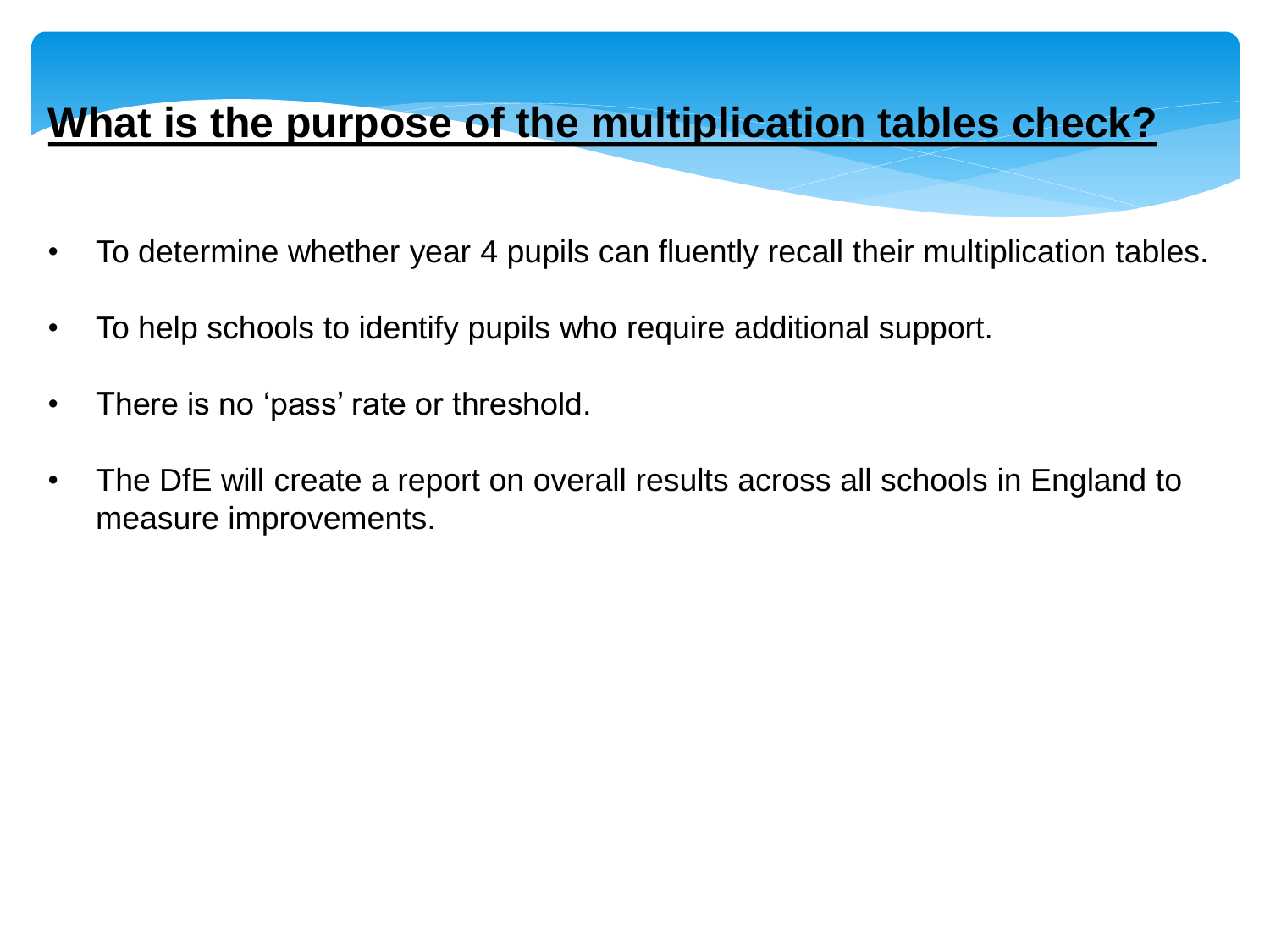# What is the purpose of the multiplication tables check?

- To determine whether year 4 pupils can fluently recall their multiplication tables.
- To help schools to identify pupils who require additional support.
- There is no 'pass' rate or threshold.
- The DfE will create a report on overall results across all schools in England to measure improvements.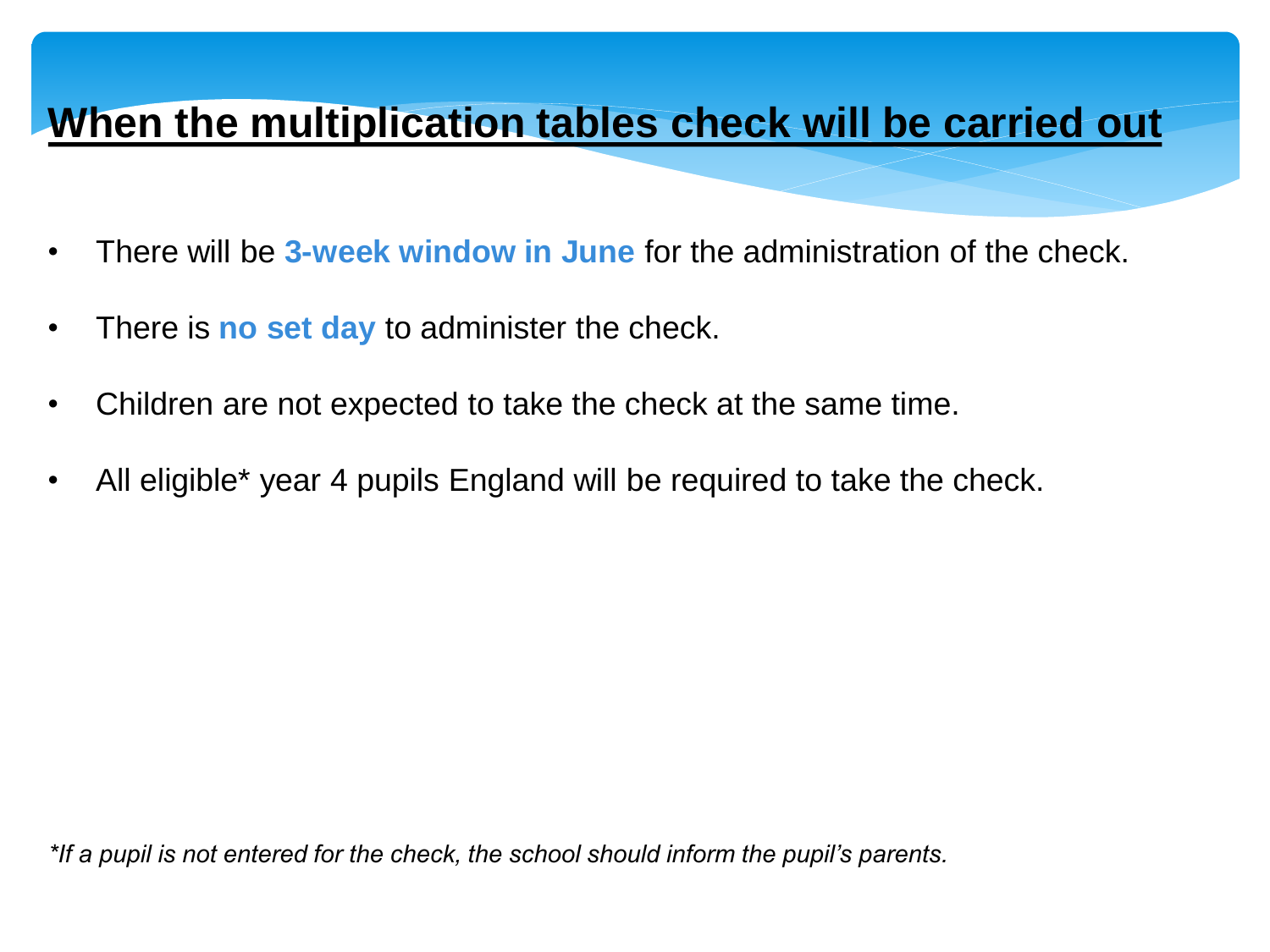# When the multiplication tables check will be carried out

- There will be **3-week window in June** for the administration of the check.
- There is **no set day** to administer the check.
- Children are not expected to take the check at the same time.
- All eligible* year 4 pupils England will be required to take the check.

*\*If a pupil is not entered for the check, the school should inform the pupil's parents.*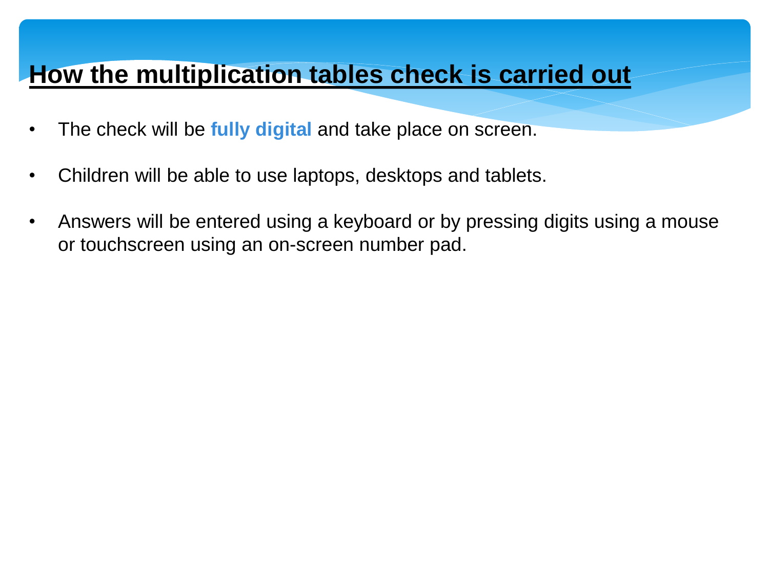# How the multiplication tables check is carried out

- The check will be **fully digital** and take place on screen.
- Children will be able to use laptops, desktops and tablets.
- Answers will be entered using a keyboard or by pressing digits using a mouse or touchscreen using an on-screen number pad.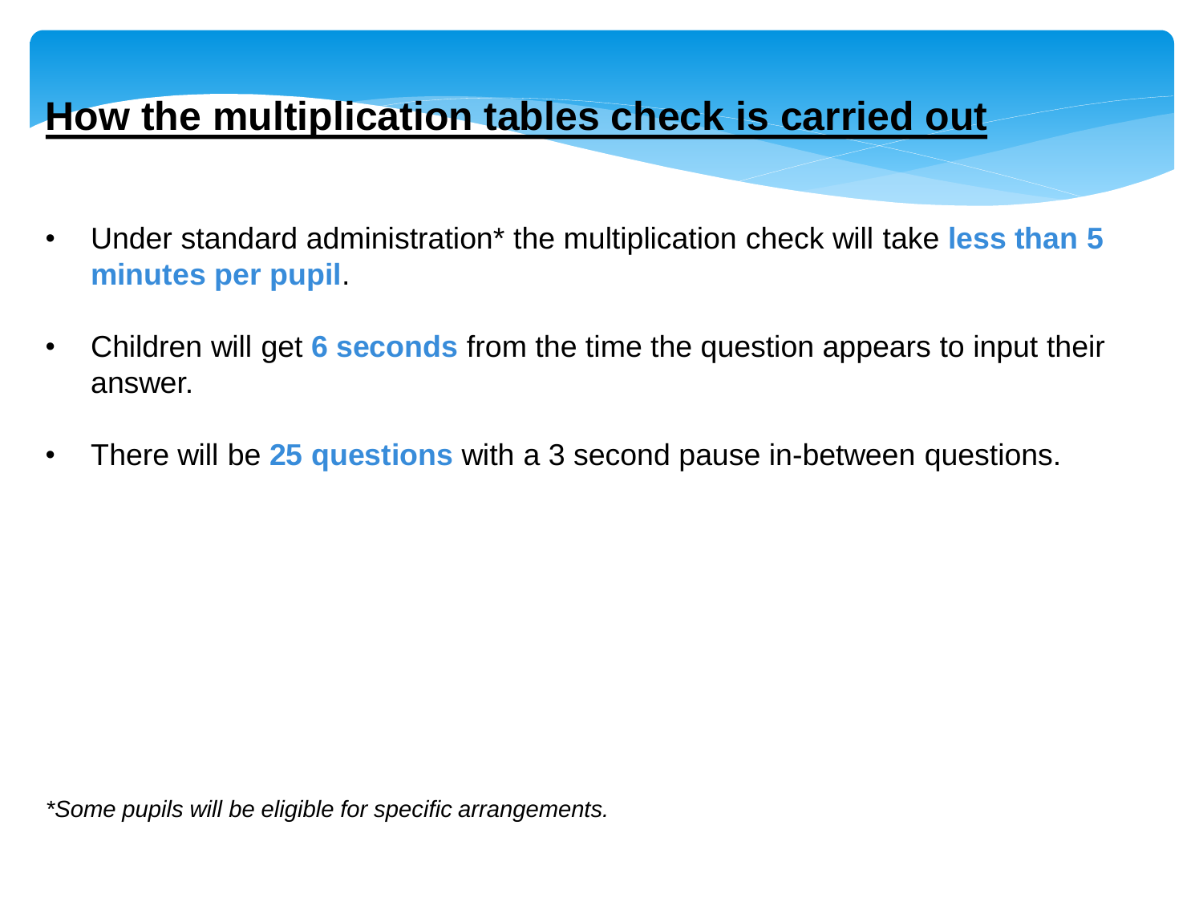# How the multiplication tables check is carried out

- Under standard administration* the multiplication check will take **less than 5 minutes per pupil**.
- Children will get **6 seconds** from the time the question appears to input their answer.
- There will be **25 questions** with a 3 second pause in-between questions.

*\*Some pupils will be eligible for specific arrangements.*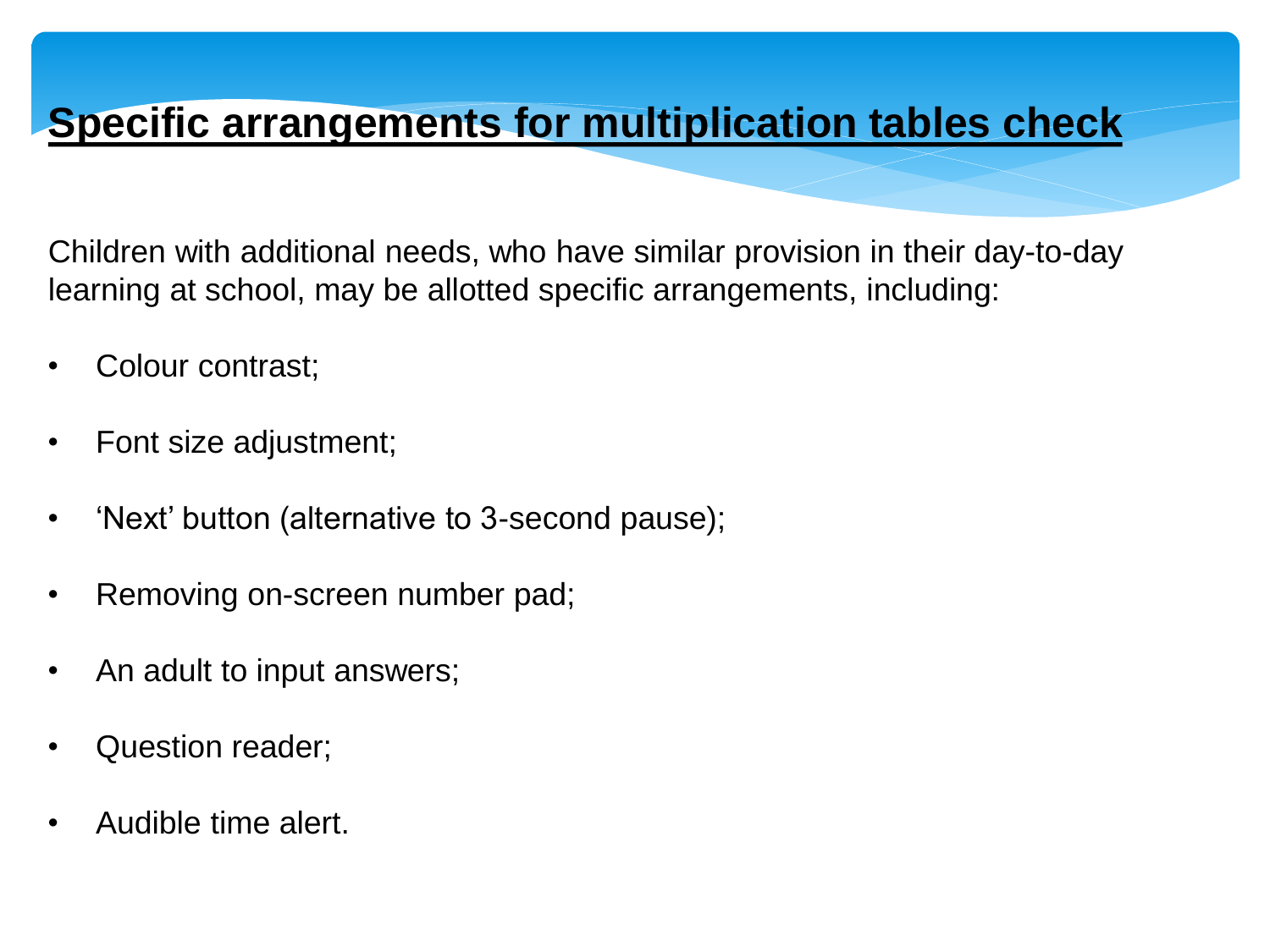# Specific arrangements for multiplication tables check

Children with additional needs, who have similar provision in their day-to-day learning at school, may be allotted specific arrangements, including:

- Colour contrast;
- Font size adjustment;
- 'Next' button (alternative to 3-second pause);
- Removing on-screen number pad;
- An adult to input answers;
- Question reader;
- Audible time alert.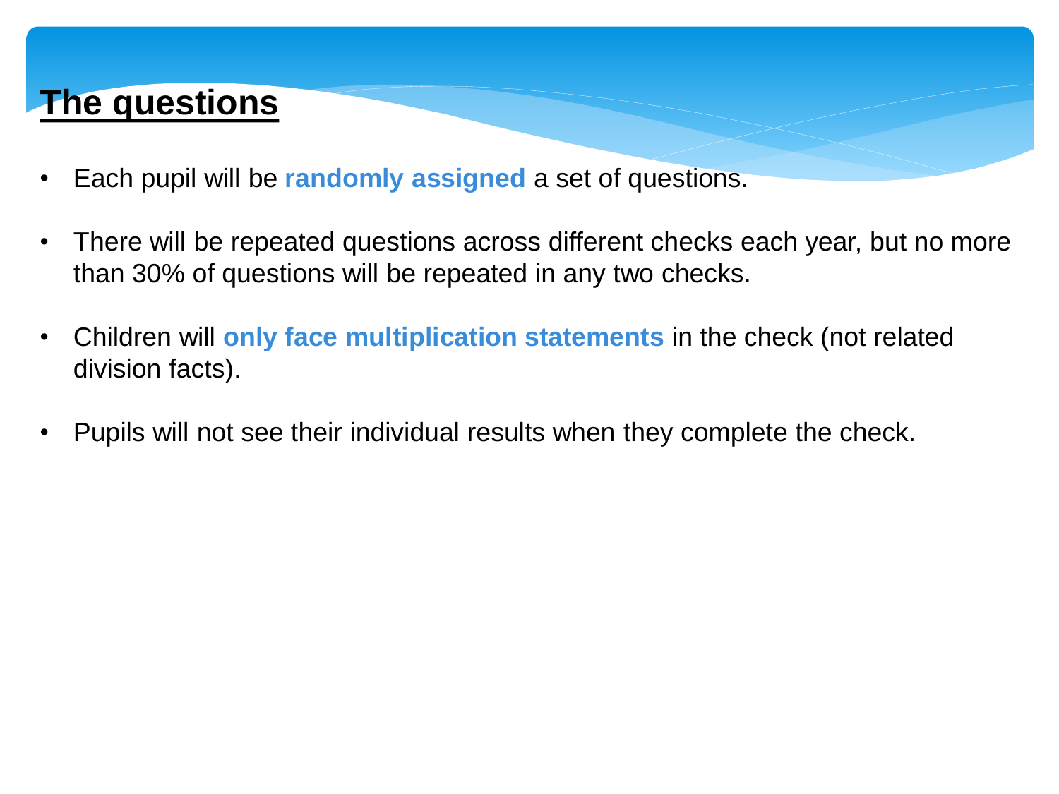## The questions

- Each pupil will be **randomly assigned** a set of questions.
- There will be repeated questions across different checks each year, but no more than 30% of questions will be repeated in any two checks.
- Children will **only face multiplication statements** in the check (not related division facts).
- Pupils will not see their individual results when they complete the check.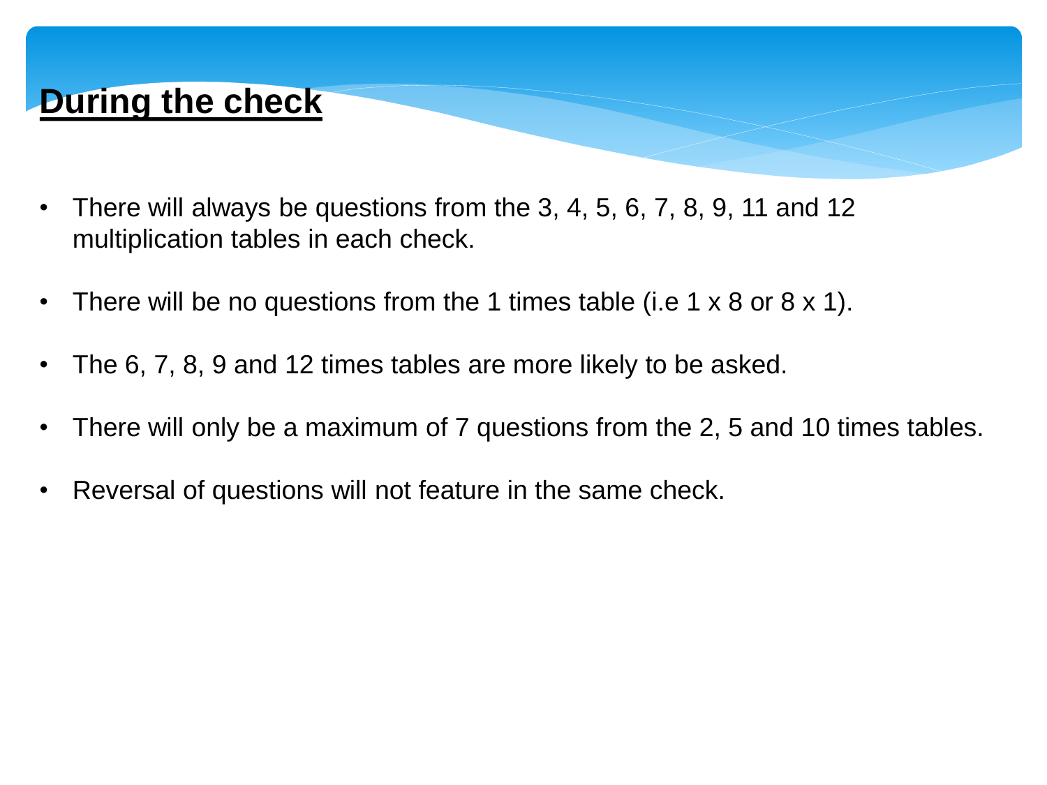## During the check

- There will always be questions from the 3, 4, 5, 6, 7, 8, 9, 11 and 12 multiplication tables in each check.
- There will be no questions from the 1 times table (i.e 1 x 8 or 8 x 1).
- The 6, 7, 8, 9 and 12 times tables are more likely to be asked.
- There will only be a maximum of 7 questions from the 2, 5 and 10 times tables.
- Reversal of questions will not feature in the same check.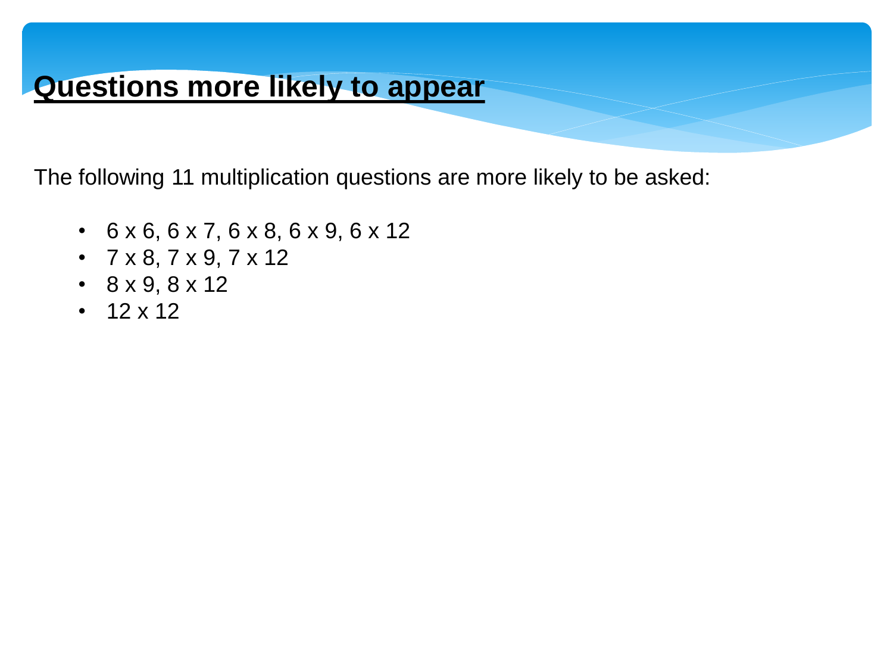# **Questions more likely to appear**

The following 11 multiplication questions are more likely to be asked:

- 6 x 6, 6 x 7, 6 x 8, 6 x 9, 6 x 12
- 7 x 8, 7 x 9, 7 x 12
- 8 x 9, 8 x 12
- 12 x 12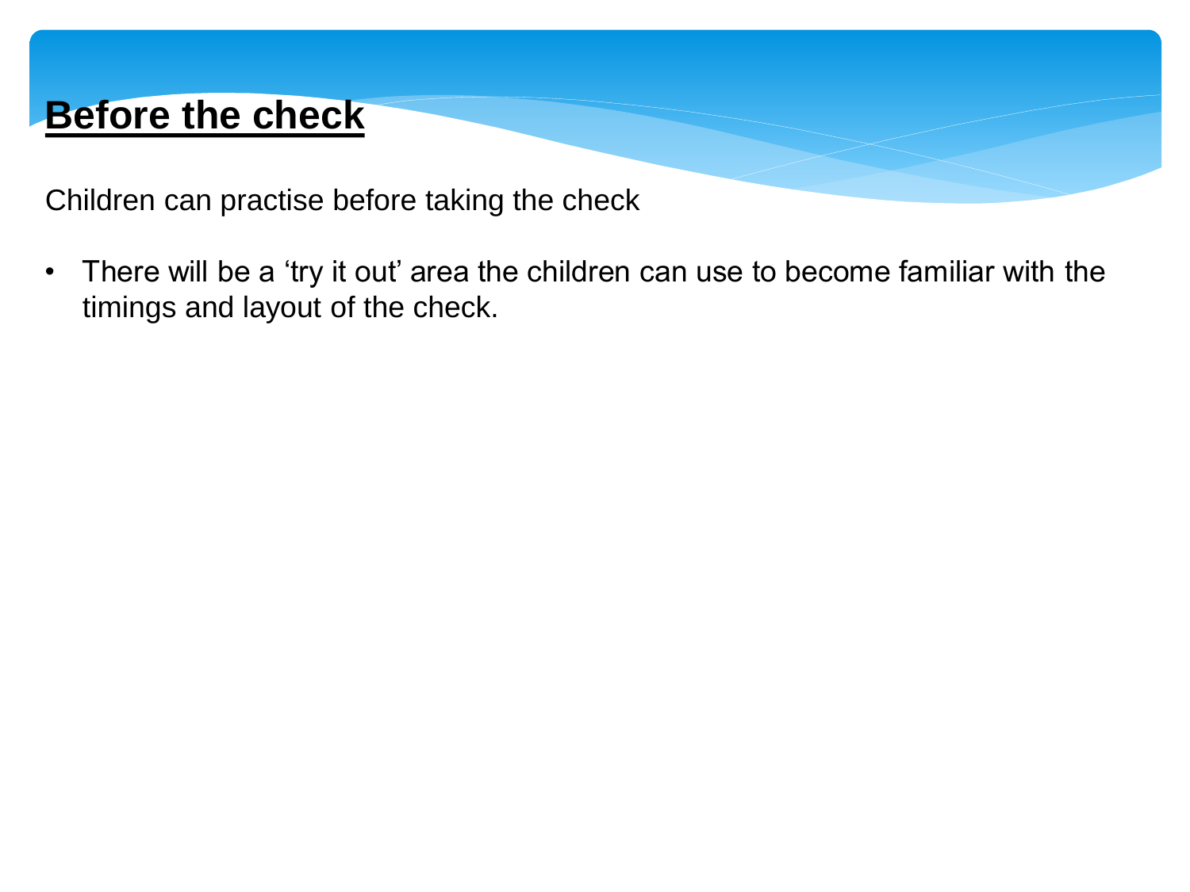# **Before the check**

Children can practise before taking the check

- There will be a ‘try it out’ area the children can use to become familiar with the timings and layout of the check.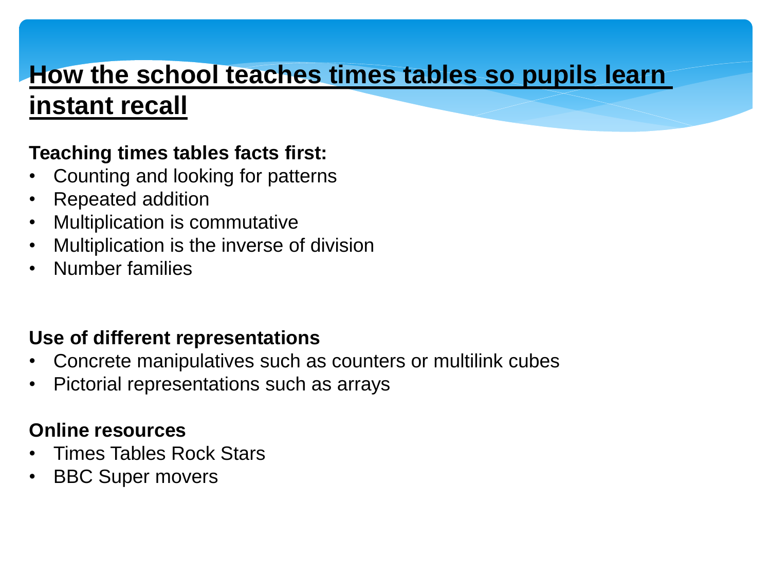# How the school teaches times tables so pupils learn instant recall

**Teaching times tables facts first:**

- Counting and looking for patterns
- Repeated addition
- Multiplication is commutative
- Multiplication is the inverse of division
- Number families

**Use of different representations**

- Concrete manipulatives such as counters or multilink cubes
- Pictorial representations such as arrays

**Online resources**

- Times Tables Rock Stars
- BBC Super movers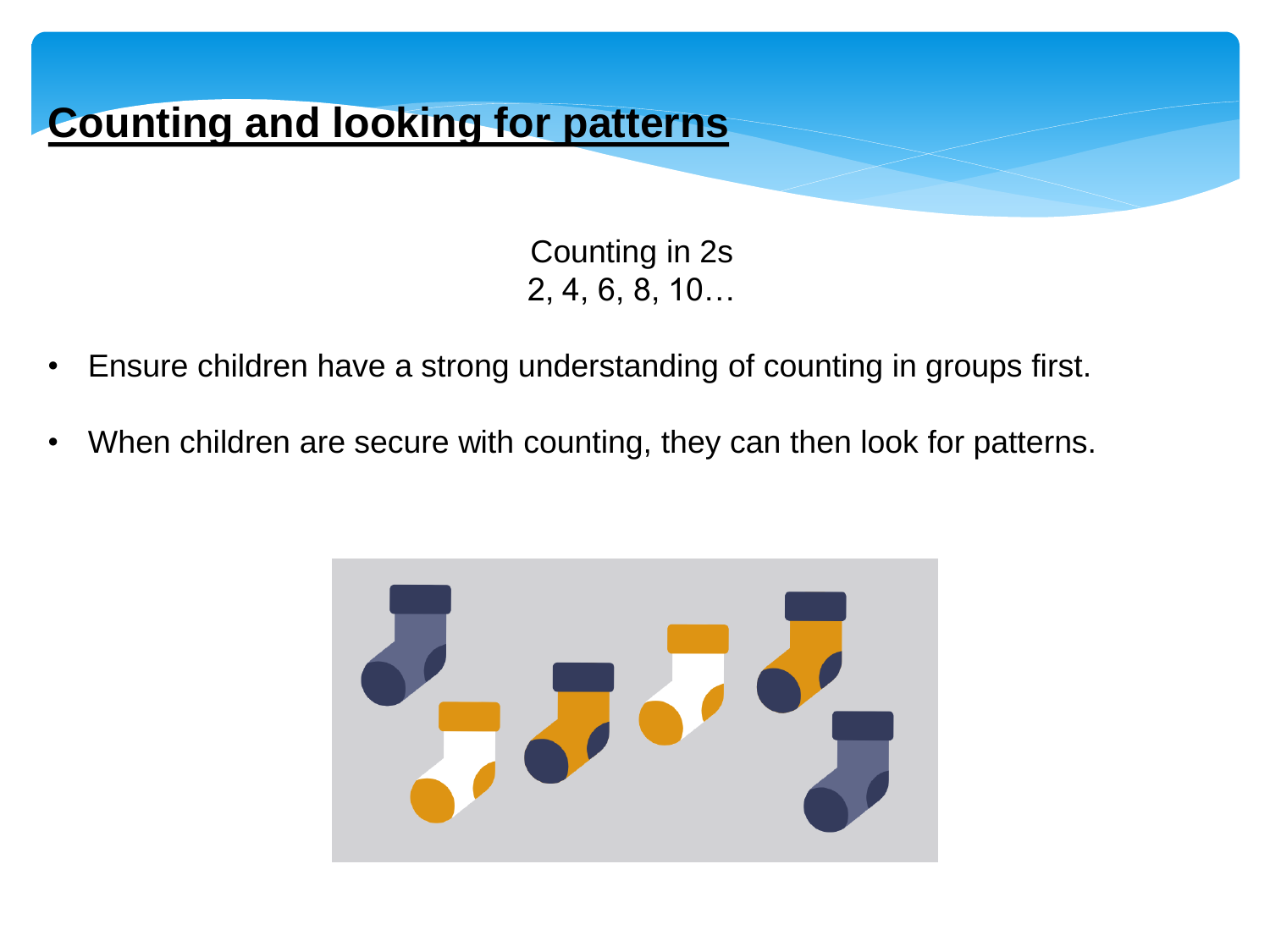# Counting and looking for patterns

Counting in 2s
2, 4, 6, 8, 10…

- Ensure children have a strong understanding of counting in groups first.
- When children are secure with counting, they can then look for patterns.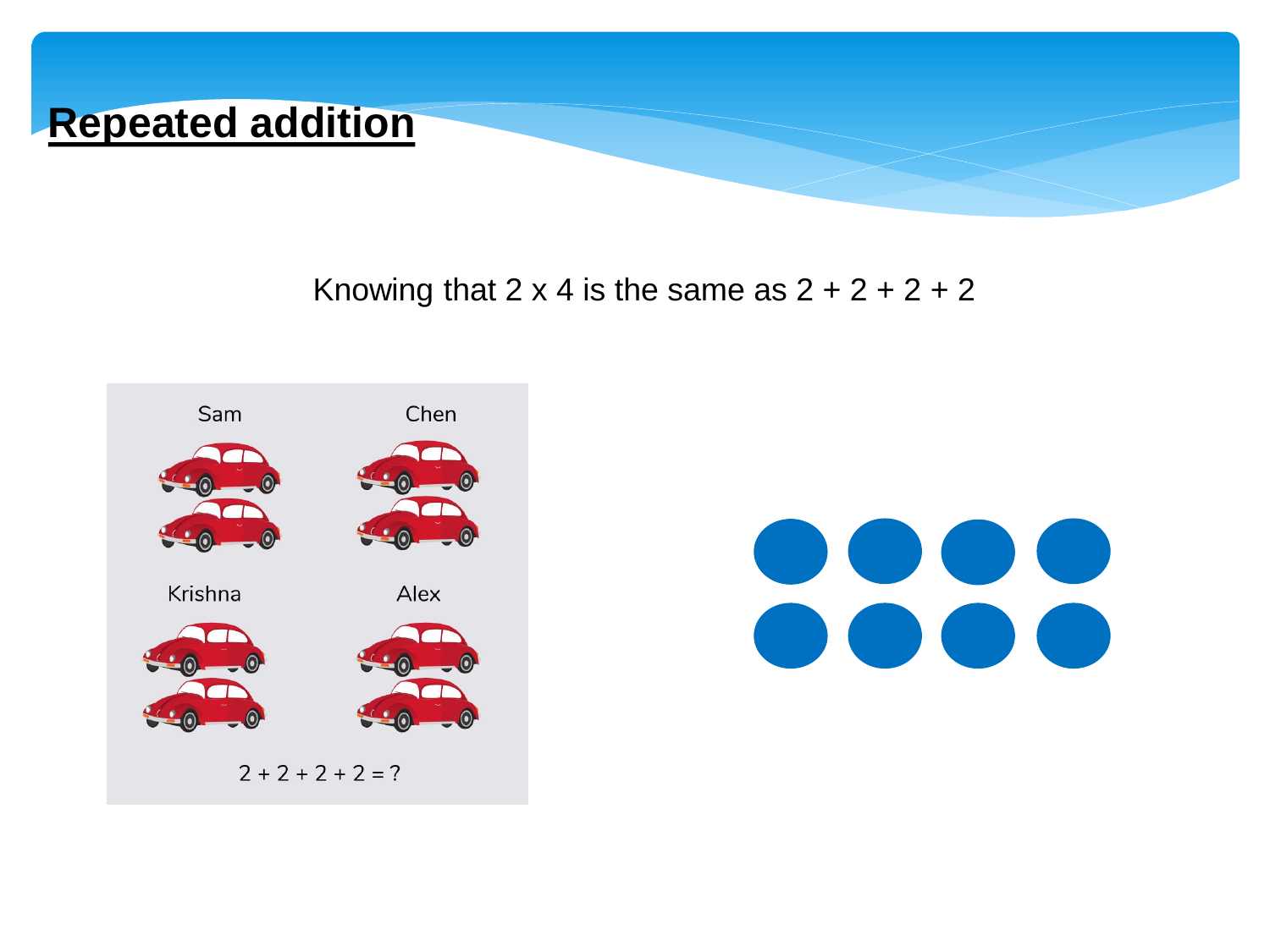# Repeated addition

Knowing that 2 x 4 is the same as 2 + 2 + 2 + 2

Sam

Chen

Krishna

Alex

2 + 2 + 2 + 2 = ?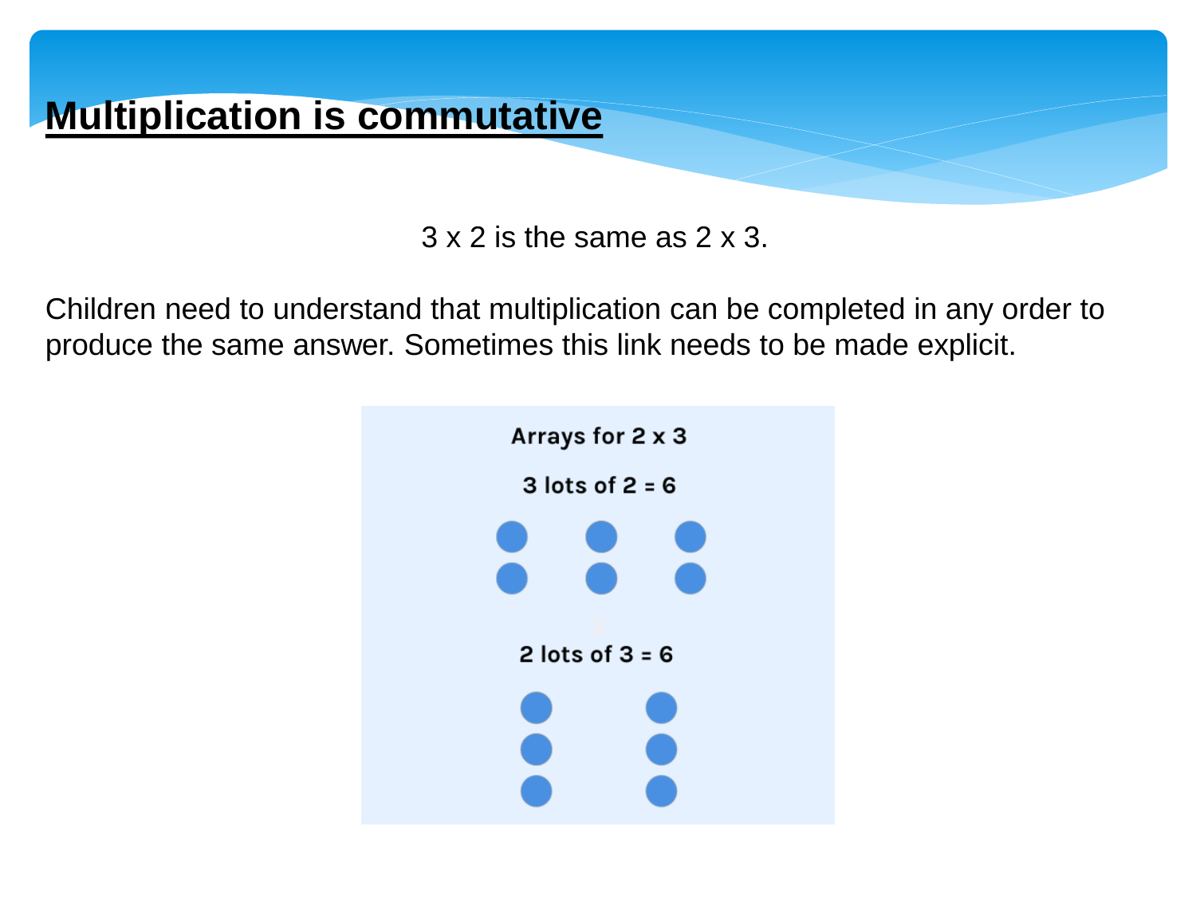# Multiplication is commutative

3 x 2 is the same as 2 x 3.

Children need to understand that multiplication can be completed in any order to produce the same answer. Sometimes this link needs to be made explicit.

**Arrays for 2 x 3**

**3 lots of 2 = 6**

**2 lots of 3 = 6**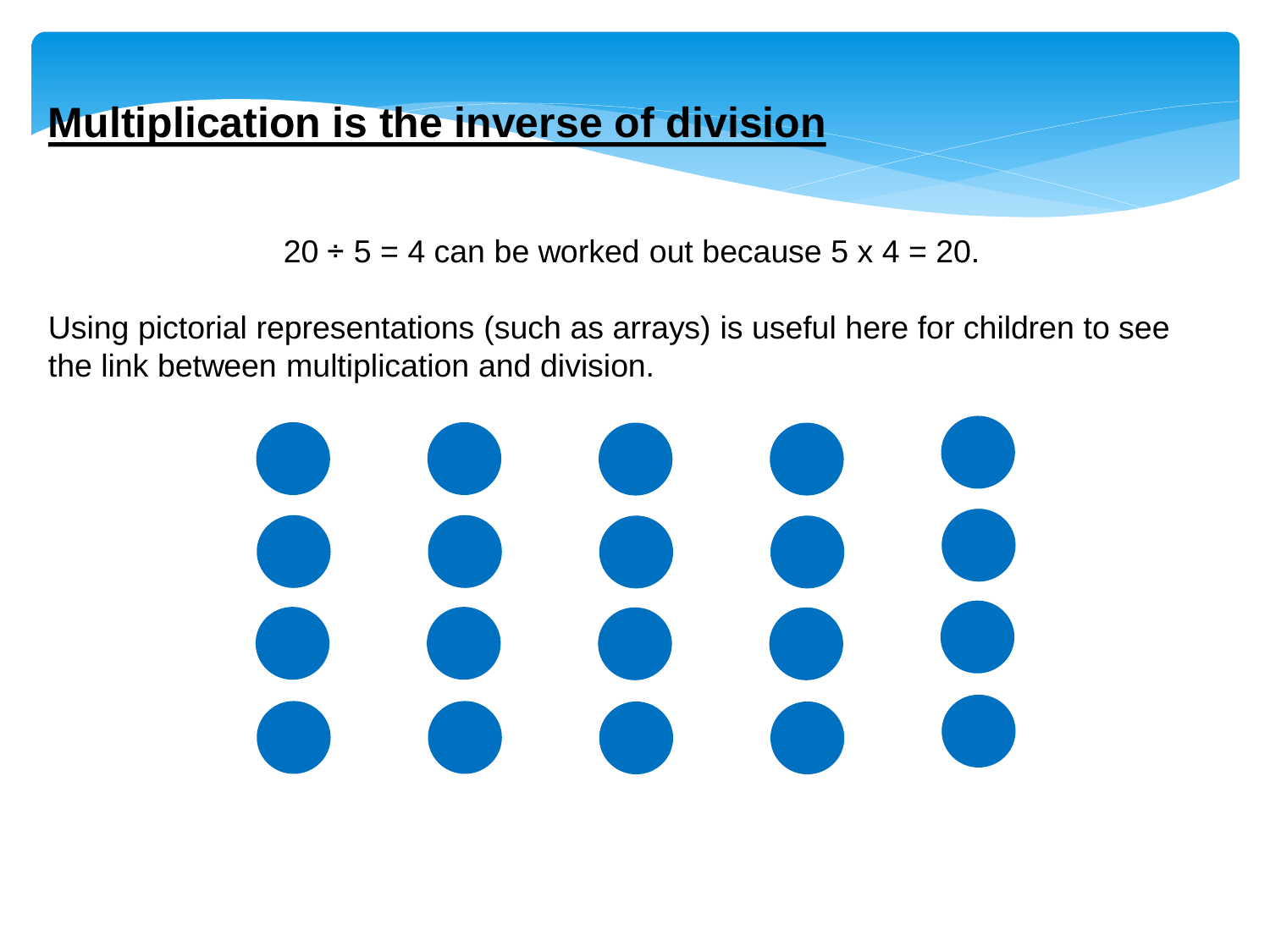# Multiplication is the inverse of division

$20 \div 5 = 4$ can be worked out because $5 \times 4 = 20$.

Using pictorial representations (such as arrays) is useful here for children to see the link between multiplication and division.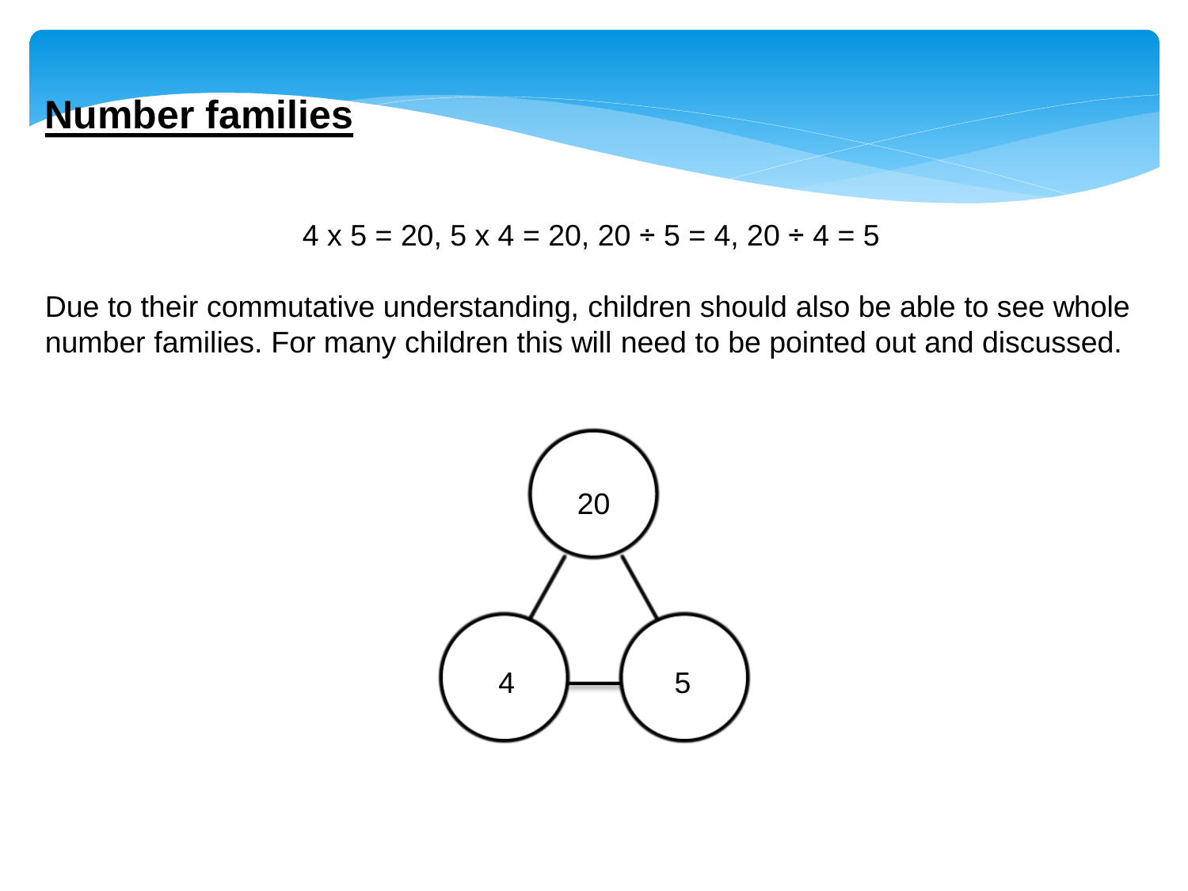# Number families

$4 \times 5 = 20$, $5 \times 4 = 20$, $20 \div 5 = 4$, $20 \div 4 = 5$

Due to their commutative understanding, children should also be able to see whole number families. For many children this will need to be pointed out and discussed.

20

4 5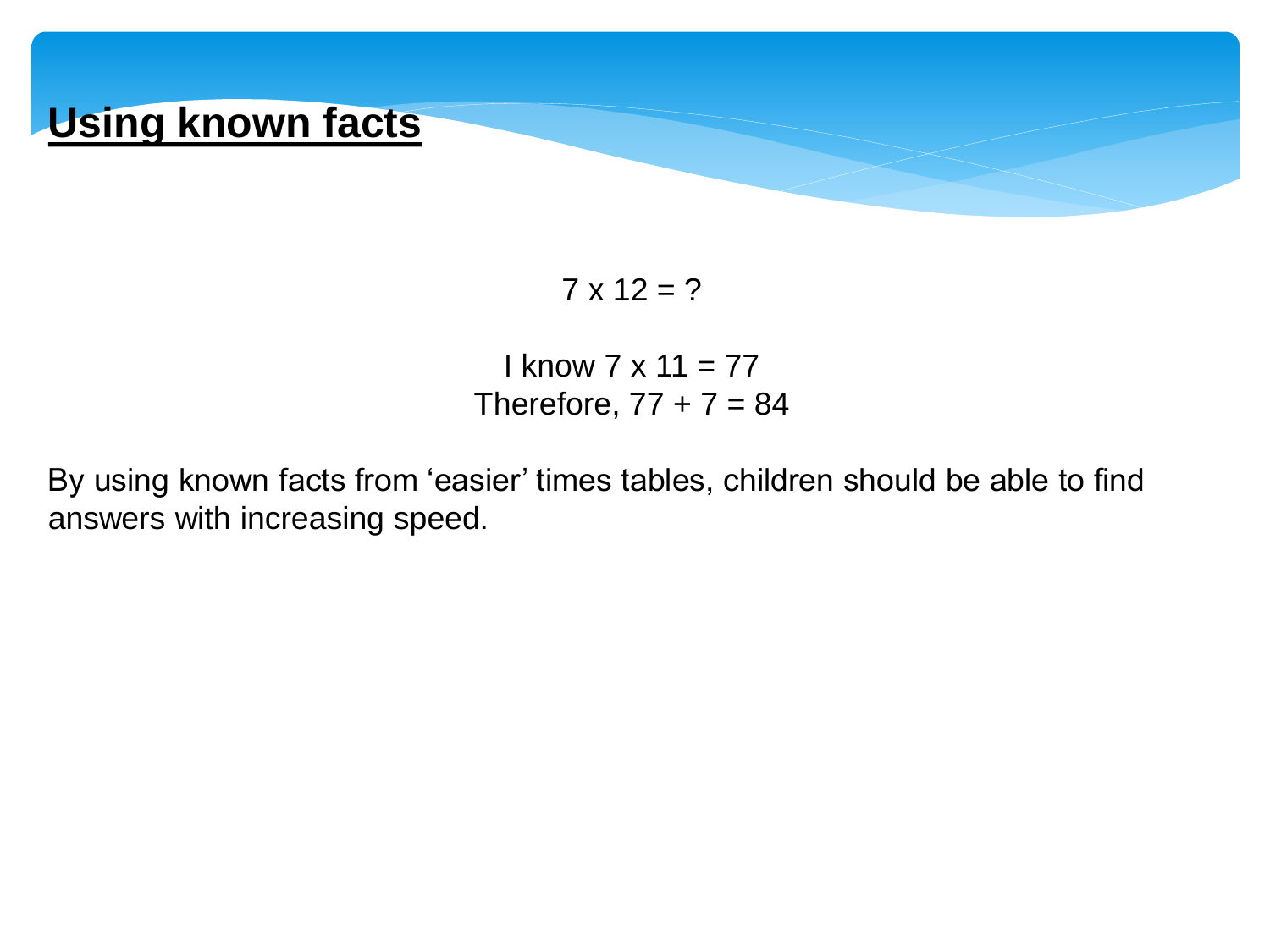# Using known facts

$7 \times 12 = ?$

I know $7 \times 11 = 77$
Therefore, $77 + 7 = 84$

By using known facts from 'easier' times tables, children should be able to find answers with increasing speed.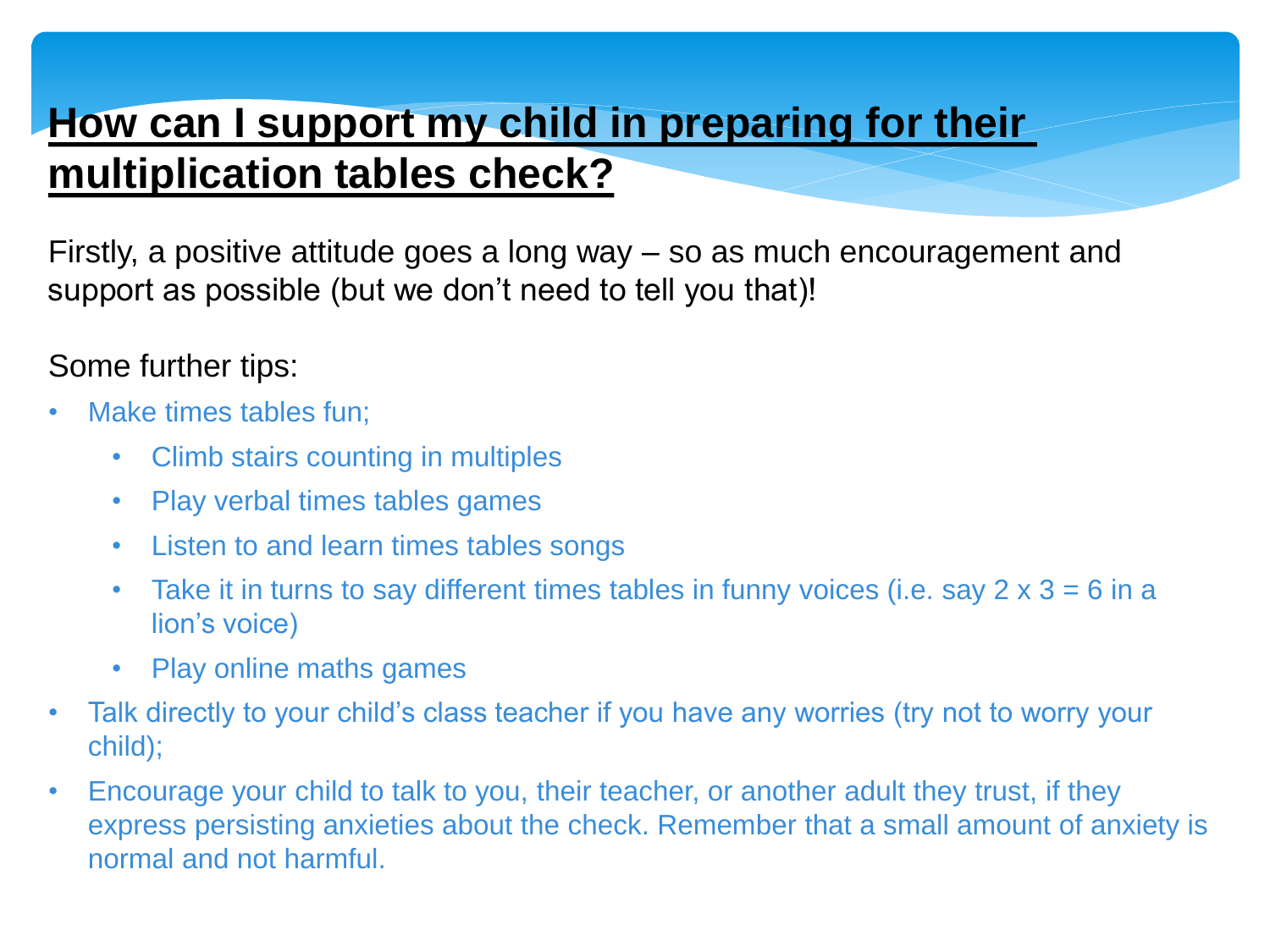# How can I support my child in preparing for their multiplication tables check?

Firstly, a positive attitude goes a long way – so as much encouragement and support as possible (but we don't need to tell you that)!

Some further tips:

- Make times tables fun;
  - Climb stairs counting in multiples
  - Play verbal times tables games
  - Listen to and learn times tables songs
  - Take it in turns to say different times tables in funny voices (i.e. say 2 x 3 = 6 in a lion's voice)
  - Play online maths games
- Talk directly to your child's class teacher if you have any worries (try not to worry your child);
- Encourage your child to talk to you, their teacher, or another adult they trust, if they express persisting anxieties about the check. Remember that a small amount of anxiety is normal and not harmful.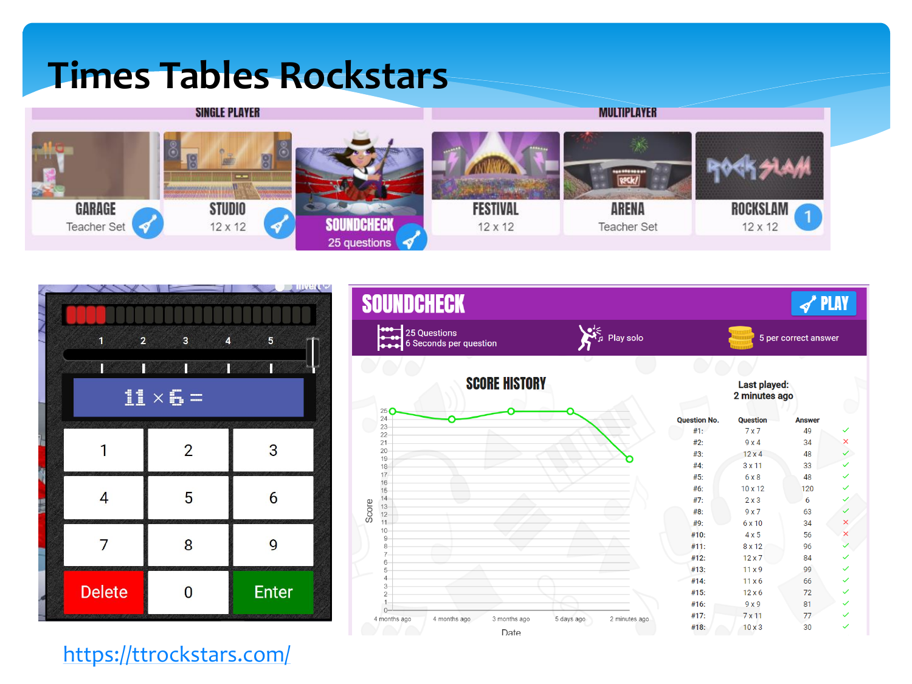# Times Tables Rockstars

https://ttrockstars.com/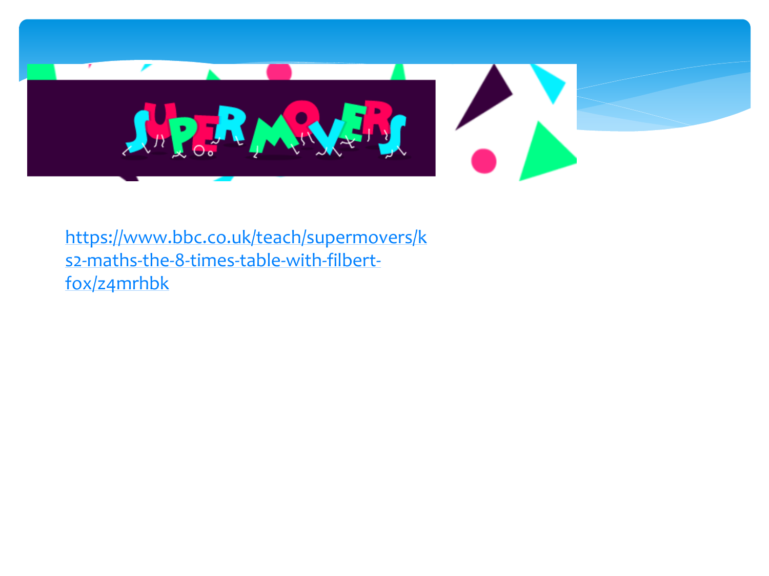SUPERMOVERS

https://www.bbc.co.uk/teach/supermovers/ks2-maths-the-8-times-table-with-filbert-fox/z4mrhbk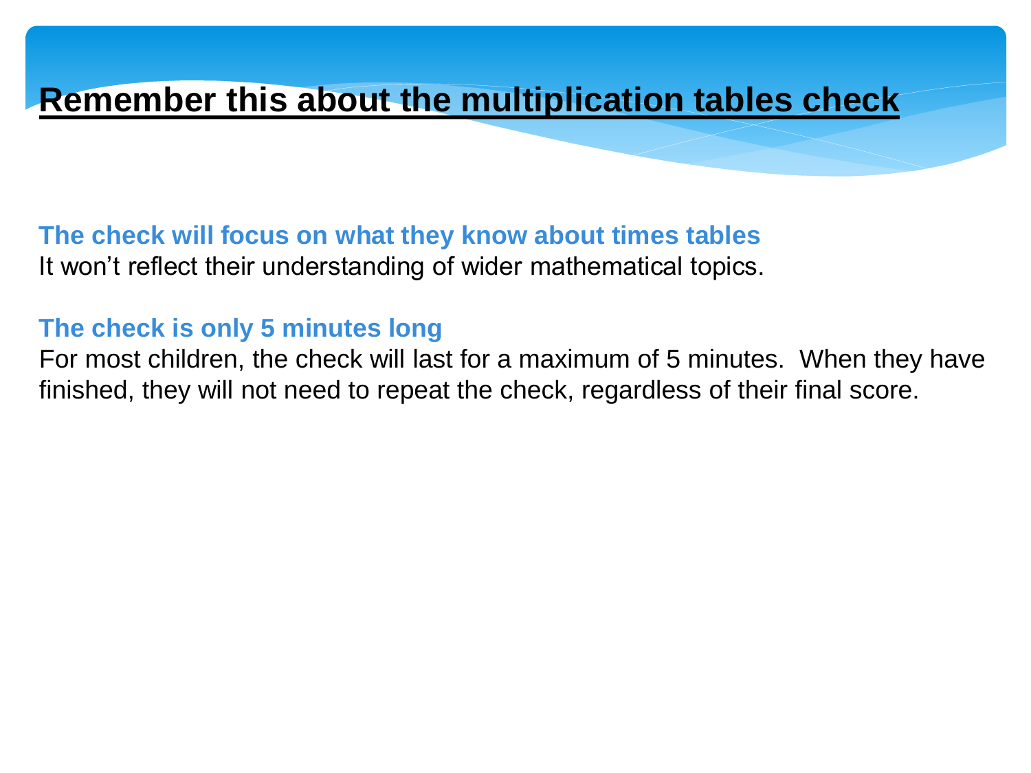# Remember this about the multiplication tables check

**The check will focus on what they know about times tables**

It won't reflect their understanding of wider mathematical topics.

**The check is only 5 minutes long**

For most children, the check will last for a maximum of 5 minutes. When they have finished, they will not need to repeat the check, regardless of their final score.